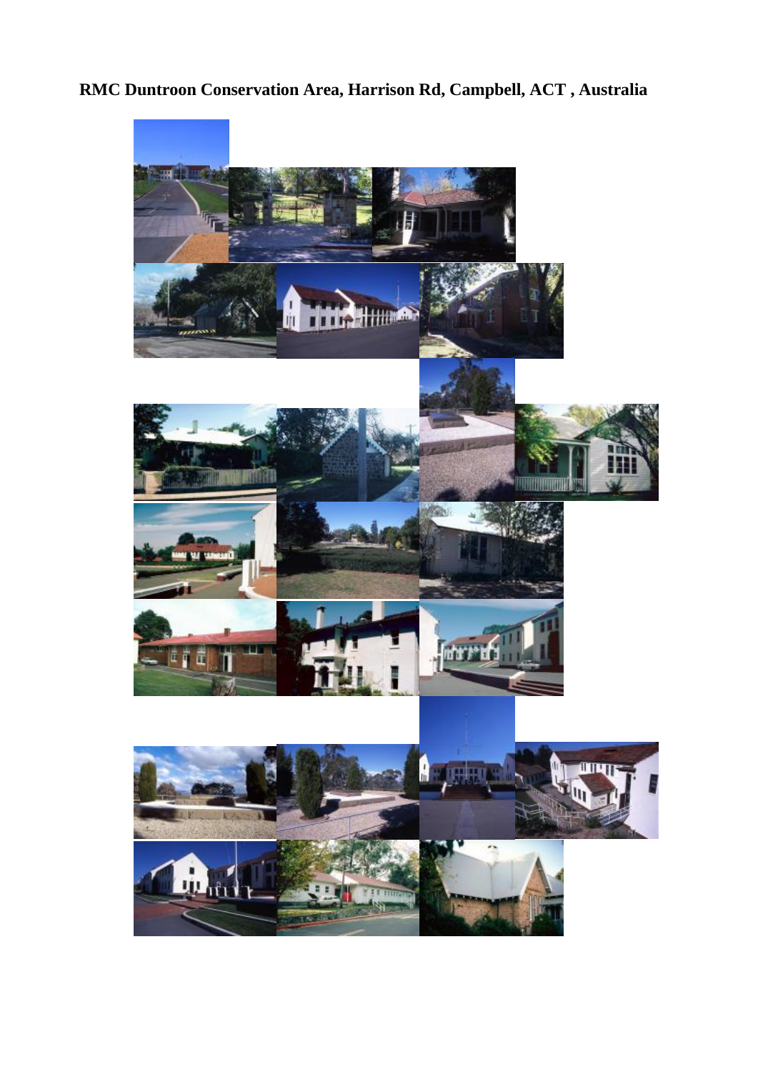# RMC Duntroon Conservation Area, Harrison Rd, Campbell, ACT , Australia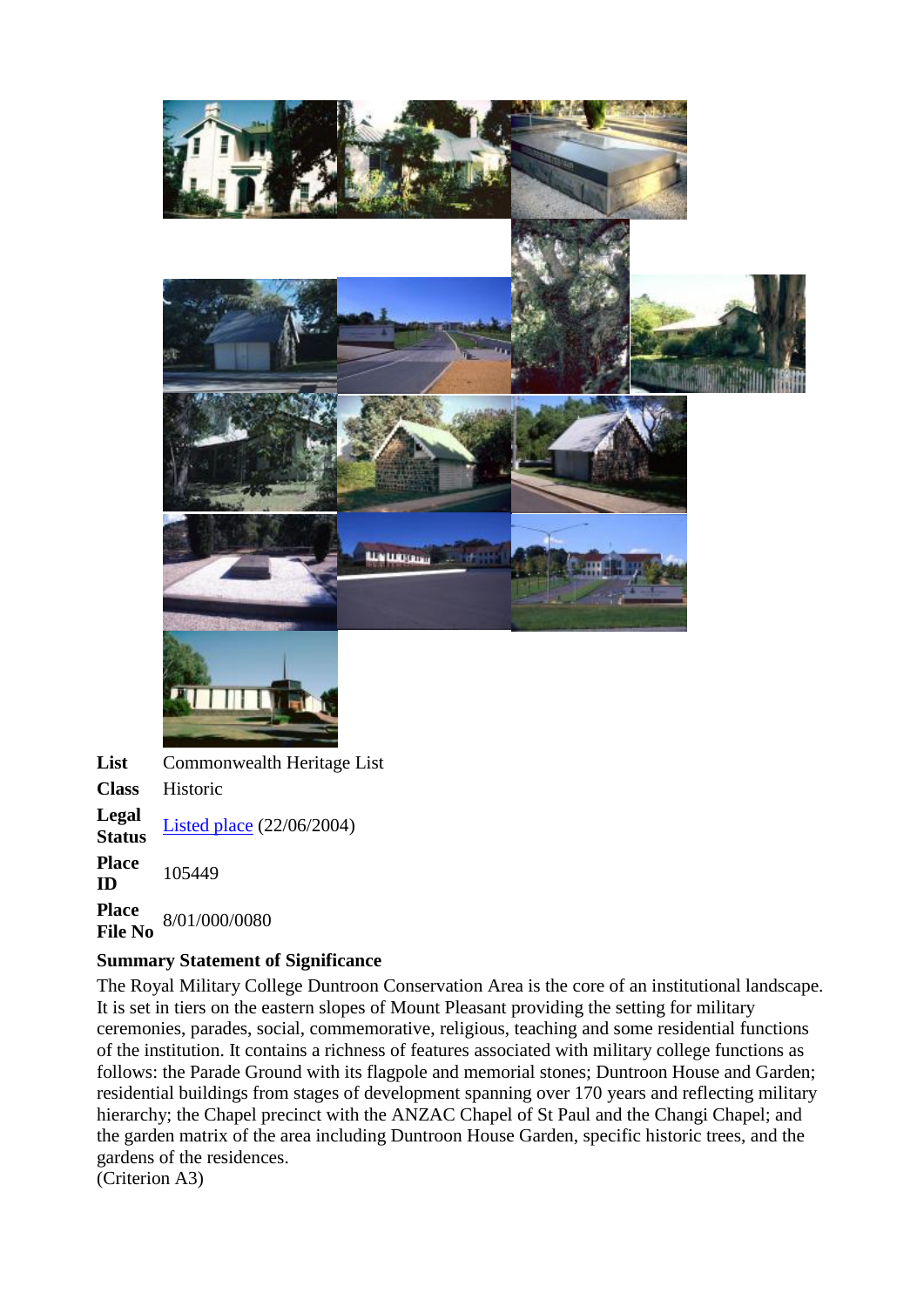| | |
|---|---|
| **List** | Commonwealth Heritage List |
| **Class** | Historic |
| **Legal Status** | Listed place (22/06/2004) |
| **Place ID** | 105449 |
| **Place File No** | 8/01/000/0080 |

**Summary Statement of Significance**

The Royal Military College Duntroon Conservation Area is the core of an institutional landscape. It is set in tiers on the eastern slopes of Mount Pleasant providing the setting for military ceremonies, parades, social, commemorative, religious, teaching and some residential functions of the institution. It contains a richness of features associated with military college functions as follows: the Parade Ground with its flagpole and memorial stones; Duntroon House and Garden; residential buildings from stages of development spanning over 170 years and reflecting military hierarchy; the Chapel precinct with the ANZAC Chapel of St Paul and the Changi Chapel; and the garden matrix of the area including Duntroon House Garden, specific historic trees, and the gardens of the residences.
(Criterion A3)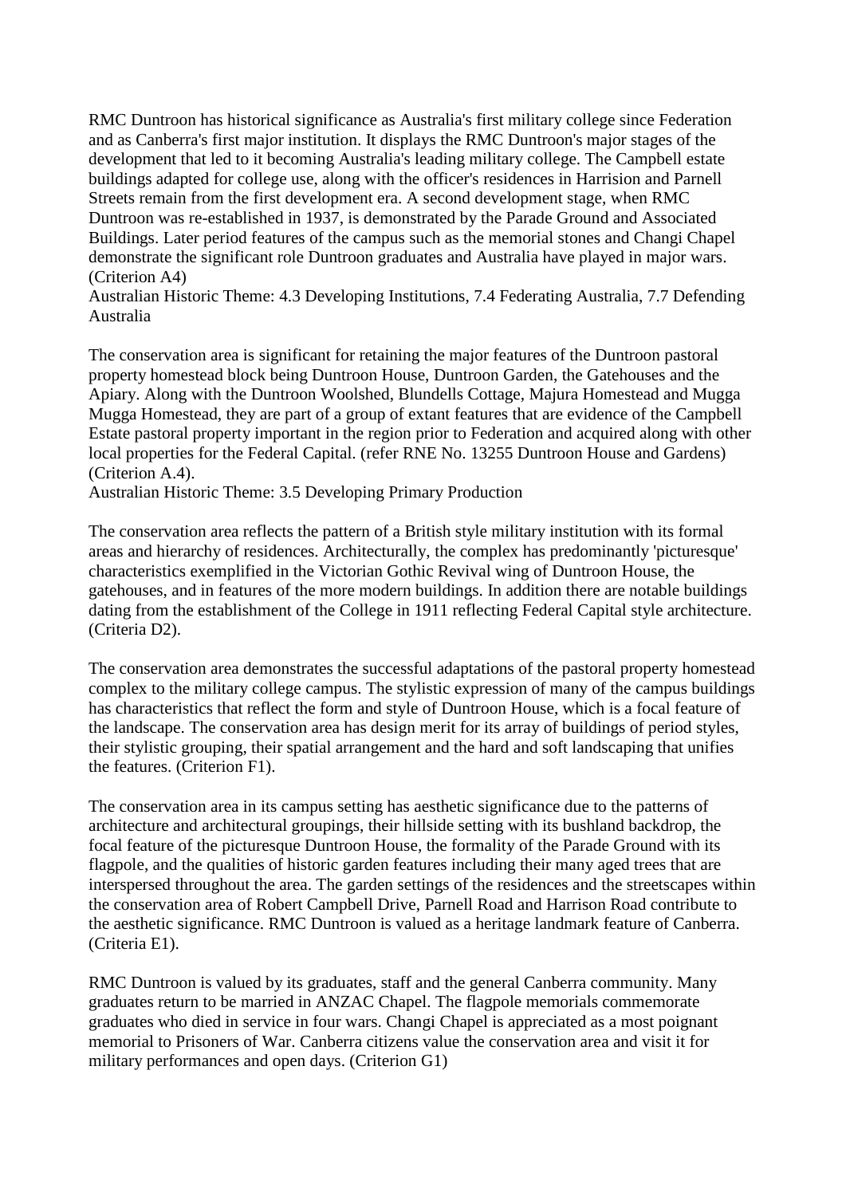RMC Duntroon has historical significance as Australia's first military college since Federation and as Canberra's first major institution. It displays the RMC Duntroon's major stages of the development that led to it becoming Australia's leading military college. The Campbell estate buildings adapted for college use, along with the officer's residences in Harrision and Parnell Streets remain from the first development era. A second development stage, when RMC Duntroon was re-established in 1937, is demonstrated by the Parade Ground and Associated Buildings. Later period features of the campus such as the memorial stones and Changi Chapel demonstrate the significant role Duntroon graduates and Australia have played in major wars. (Criterion A4)
Australian Historic Theme: 4.3 Developing Institutions, 7.4 Federating Australia, 7.7 Defending Australia

The conservation area is significant for retaining the major features of the Duntroon pastoral property homestead block being Duntroon House, Duntroon Garden, the Gatehouses and the Apiary. Along with the Duntroon Woolshed, Blundells Cottage, Majura Homestead and Mugga Mugga Homestead, they are part of a group of extant features that are evidence of the Campbell Estate pastoral property important in the region prior to Federation and acquired along with other local properties for the Federal Capital. (refer RNE No. 13255 Duntroon House and Gardens) (Criterion A.4).
Australian Historic Theme: 3.5 Developing Primary Production

The conservation area reflects the pattern of a British style military institution with its formal areas and hierarchy of residences. Architecturally, the complex has predominantly 'picturesque' characteristics exemplified in the Victorian Gothic Revival wing of Duntroon House, the gatehouses, and in features of the more modern buildings. In addition there are notable buildings dating from the establishment of the College in 1911 reflecting Federal Capital style architecture. (Criteria D2).

The conservation area demonstrates the successful adaptations of the pastoral property homestead complex to the military college campus. The stylistic expression of many of the campus buildings has characteristics that reflect the form and style of Duntroon House, which is a focal feature of the landscape. The conservation area has design merit for its array of buildings of period styles, their stylistic grouping, their spatial arrangement and the hard and soft landscaping that unifies the features. (Criterion F1).

The conservation area in its campus setting has aesthetic significance due to the patterns of architecture and architectural groupings, their hillside setting with its bushland backdrop, the focal feature of the picturesque Duntroon House, the formality of the Parade Ground with its flagpole, and the qualities of historic garden features including their many aged trees that are interspersed throughout the area. The garden settings of the residences and the streetscapes within the conservation area of Robert Campbell Drive, Parnell Road and Harrison Road contribute to the aesthetic significance. RMC Duntroon is valued as a heritage landmark feature of Canberra. (Criteria E1).

RMC Duntroon is valued by its graduates, staff and the general Canberra community. Many graduates return to be married in ANZAC Chapel. The flagpole memorials commemorate graduates who died in service in four wars. Changi Chapel is appreciated as a most poignant memorial to Prisoners of War. Canberra citizens value the conservation area and visit it for military performances and open days. (Criterion G1)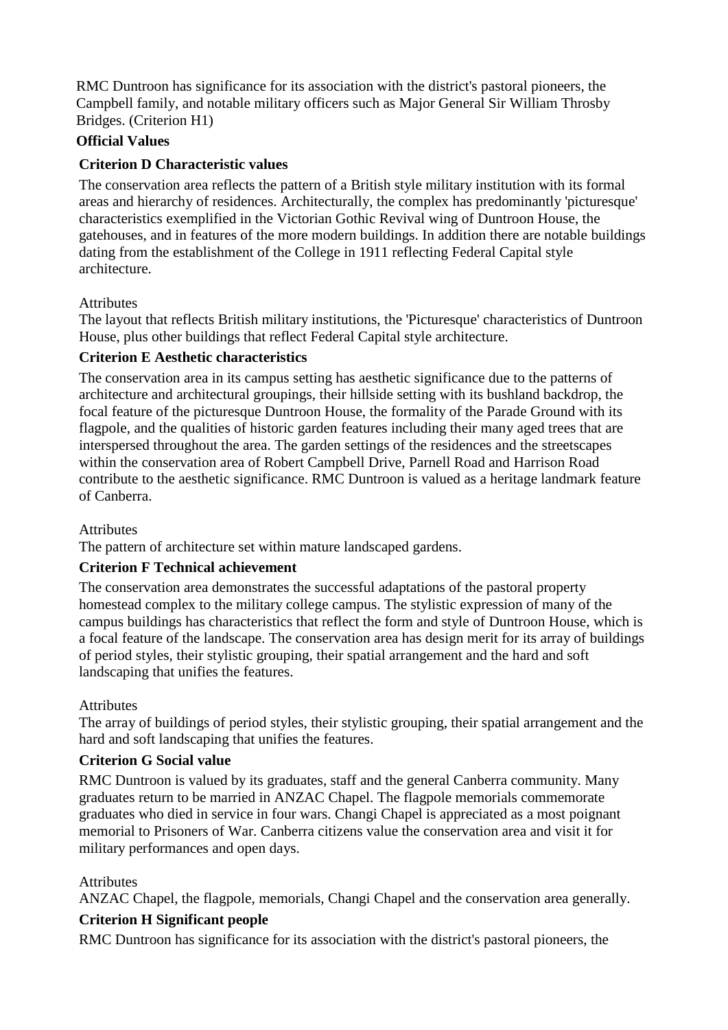RMC Duntroon has significance for its association with the district's pastoral pioneers, the Campbell family, and notable military officers such as Major General Sir William Throsby Bridges. (Criterion H1)

**Official Values**

**Criterion D Characteristic values**

The conservation area reflects the pattern of a British style military institution with its formal areas and hierarchy of residences. Architecturally, the complex has predominantly 'picturesque' characteristics exemplified in the Victorian Gothic Revival wing of Duntroon House, the gatehouses, and in features of the more modern buildings. In addition there are notable buildings dating from the establishment of the College in 1911 reflecting Federal Capital style architecture.

Attributes
The layout that reflects British military institutions, the 'Picturesque' characteristics of Duntroon House, plus other buildings that reflect Federal Capital style architecture.

**Criterion E Aesthetic characteristics**

The conservation area in its campus setting has aesthetic significance due to the patterns of architecture and architectural groupings, their hillside setting with its bushland backdrop, the focal feature of the picturesque Duntroon House, the formality of the Parade Ground with its flagpole, and the qualities of historic garden features including their many aged trees that are interspersed throughout the area. The garden settings of the residences and the streetscapes within the conservation area of Robert Campbell Drive, Parnell Road and Harrison Road contribute to the aesthetic significance. RMC Duntroon is valued as a heritage landmark feature of Canberra.

Attributes
The pattern of architecture set within mature landscaped gardens.

**Criterion F Technical achievement**

The conservation area demonstrates the successful adaptations of the pastoral property homestead complex to the military college campus. The stylistic expression of many of the campus buildings has characteristics that reflect the form and style of Duntroon House, which is a focal feature of the landscape. The conservation area has design merit for its array of buildings of period styles, their stylistic grouping, their spatial arrangement and the hard and soft landscaping that unifies the features.

Attributes
The array of buildings of period styles, their stylistic grouping, their spatial arrangement and the hard and soft landscaping that unifies the features.

**Criterion G Social value**

RMC Duntroon is valued by its graduates, staff and the general Canberra community. Many graduates return to be married in ANZAC Chapel. The flagpole memorials commemorate graduates who died in service in four wars. Changi Chapel is appreciated as a most poignant memorial to Prisoners of War. Canberra citizens value the conservation area and visit it for military performances and open days.

Attributes
ANZAC Chapel, the flagpole, memorials, Changi Chapel and the conservation area generally.

**Criterion H Significant people**

RMC Duntroon has significance for its association with the district's pastoral pioneers, the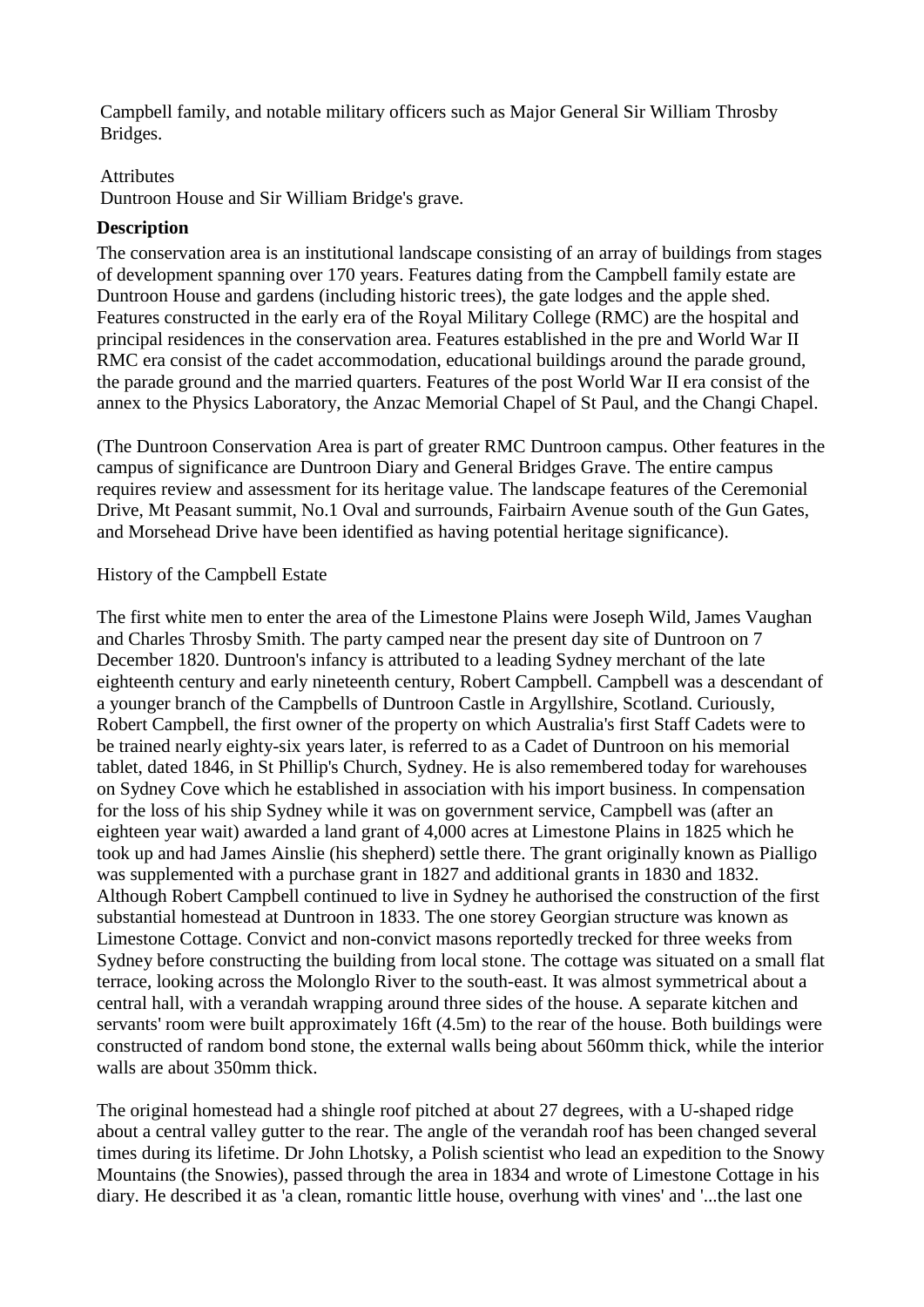Campbell family, and notable military officers such as Major General Sir William Throsby Bridges.

Attributes
Duntroon House and Sir William Bridge's grave.

**Description**

The conservation area is an institutional landscape consisting of an array of buildings from stages of development spanning over 170 years. Features dating from the Campbell family estate are Duntroon House and gardens (including historic trees), the gate lodges and the apple shed. Features constructed in the early era of the Royal Military College (RMC) are the hospital and principal residences in the conservation area. Features established in the pre and World War II RMC era consist of the cadet accommodation, educational buildings around the parade ground, the parade ground and the married quarters. Features of the post World War II era consist of the annex to the Physics Laboratory, the Anzac Memorial Chapel of St Paul, and the Changi Chapel.

(The Duntroon Conservation Area is part of greater RMC Duntroon campus. Other features in the campus of significance are Duntroon Diary and General Bridges Grave. The entire campus requires review and assessment for its heritage value. The landscape features of the Ceremonial Drive, Mt Peasant summit, No.1 Oval and surrounds, Fairbairn Avenue south of the Gun Gates, and Morsehead Drive have been identified as having potential heritage significance).

History of the Campbell Estate

The first white men to enter the area of the Limestone Plains were Joseph Wild, James Vaughan and Charles Throsby Smith. The party camped near the present day site of Duntroon on 7 December 1820. Duntroon's infancy is attributed to a leading Sydney merchant of the late eighteenth century and early nineteenth century, Robert Campbell. Campbell was a descendant of a younger branch of the Campbells of Duntroon Castle in Argyllshire, Scotland. Curiously, Robert Campbell, the first owner of the property on which Australia's first Staff Cadets were to be trained nearly eighty-six years later, is referred to as a Cadet of Duntroon on his memorial tablet, dated 1846, in St Phillip's Church, Sydney. He is also remembered today for warehouses on Sydney Cove which he established in association with his import business. In compensation for the loss of his ship Sydney while it was on government service, Campbell was (after an eighteen year wait) awarded a land grant of 4,000 acres at Limestone Plains in 1825 which he took up and had James Ainslie (his shepherd) settle there. The grant originally known as Pialligo was supplemented with a purchase grant in 1827 and additional grants in 1830 and 1832. Although Robert Campbell continued to live in Sydney he authorised the construction of the first substantial homestead at Duntroon in 1833. The one storey Georgian structure was known as Limestone Cottage. Convict and non-convict masons reportedly trecked for three weeks from Sydney before constructing the building from local stone. The cottage was situated on a small flat terrace, looking across the Molonglo River to the south-east. It was almost symmetrical about a central hall, with a verandah wrapping around three sides of the house. A separate kitchen and servants' room were built approximately 16ft (4.5m) to the rear of the house. Both buildings were constructed of random bond stone, the external walls being about 560mm thick, while the interior walls are about 350mm thick.

The original homestead had a shingle roof pitched at about 27 degrees, with a U-shaped ridge about a central valley gutter to the rear. The angle of the verandah roof has been changed several times during its lifetime. Dr John Lhotsky, a Polish scientist who lead an expedition to the Snowy Mountains (the Snowies), passed through the area in 1834 and wrote of Limestone Cottage in his diary. He described it as 'a clean, romantic little house, overhung with vines' and '...the last one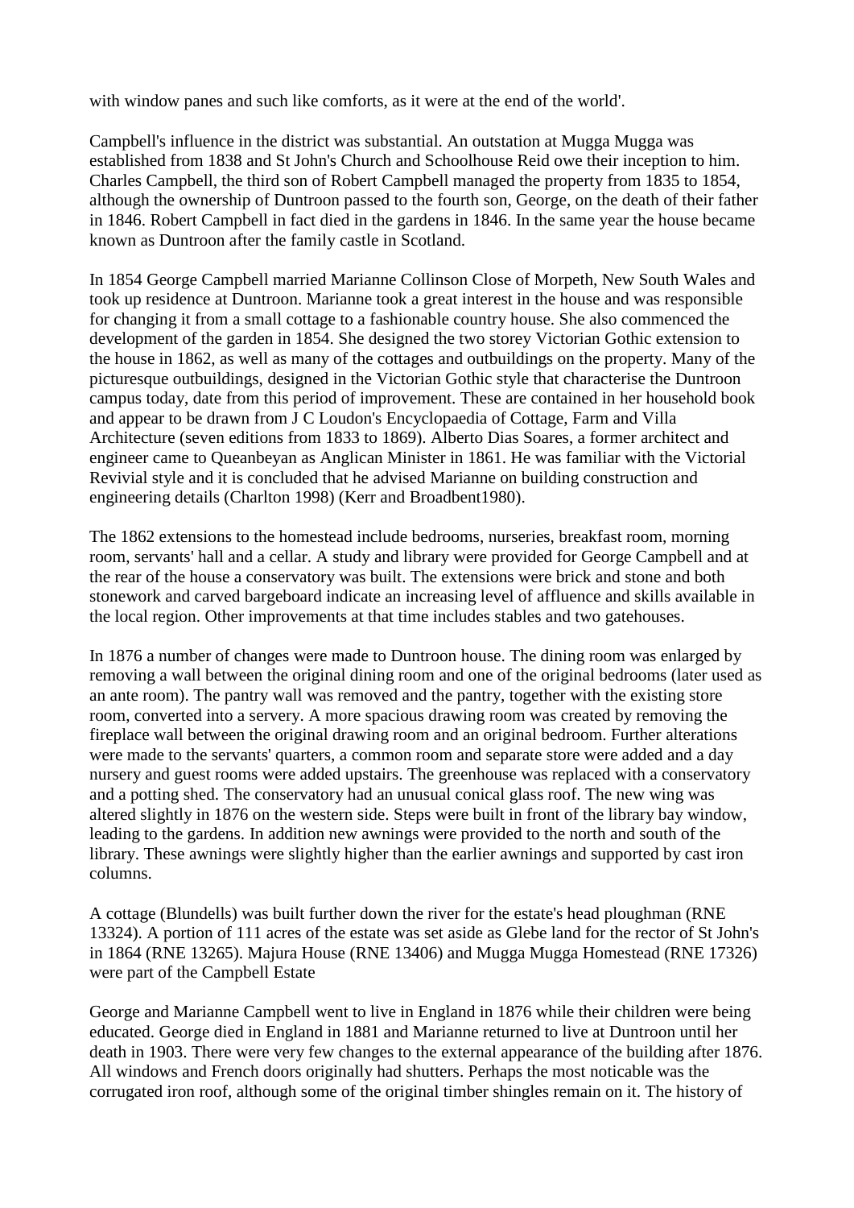with window panes and such like comforts, as it were at the end of the world'.

Campbell's influence in the district was substantial. An outstation at Mugga Mugga was established from 1838 and St John's Church and Schoolhouse Reid owe their inception to him. Charles Campbell, the third son of Robert Campbell managed the property from 1835 to 1854, although the ownership of Duntroon passed to the fourth son, George, on the death of their father in 1846. Robert Campbell in fact died in the gardens in 1846. In the same year the house became known as Duntroon after the family castle in Scotland.

In 1854 George Campbell married Marianne Collinson Close of Morpeth, New South Wales and took up residence at Duntroon. Marianne took a great interest in the house and was responsible for changing it from a small cottage to a fashionable country house. She also commenced the development of the garden in 1854. She designed the two storey Victorian Gothic extension to the house in 1862, as well as many of the cottages and outbuildings on the property. Many of the picturesque outbuildings, designed in the Victorian Gothic style that characterise the Duntroon campus today, date from this period of improvement. These are contained in her household book and appear to be drawn from J C Loudon's Encyclopaedia of Cottage, Farm and Villa Architecture (seven editions from 1833 to 1869). Alberto Dias Soares, a former architect and engineer came to Queanbeyan as Anglican Minister in 1861. He was familiar with the Victorial Revivial style and it is concluded that he advised Marianne on building construction and engineering details (Charlton 1998) (Kerr and Broadbent1980).

The 1862 extensions to the homestead include bedrooms, nurseries, breakfast room, morning room, servants' hall and a cellar. A study and library were provided for George Campbell and at the rear of the house a conservatory was built. The extensions were brick and stone and both stonework and carved bargeboard indicate an increasing level of affluence and skills available in the local region. Other improvements at that time includes stables and two gatehouses.

In 1876 a number of changes were made to Duntroon house. The dining room was enlarged by removing a wall between the original dining room and one of the original bedrooms (later used as an ante room). The pantry wall was removed and the pantry, together with the existing store room, converted into a servery. A more spacious drawing room was created by removing the fireplace wall between the original drawing room and an original bedroom. Further alterations were made to the servants' quarters, a common room and separate store were added and a day nursery and guest rooms were added upstairs. The greenhouse was replaced with a conservatory and a potting shed. The conservatory had an unusual conical glass roof. The new wing was altered slightly in 1876 on the western side. Steps were built in front of the library bay window, leading to the gardens. In addition new awnings were provided to the north and south of the library. These awnings were slightly higher than the earlier awnings and supported by cast iron columns.

A cottage (Blundells) was built further down the river for the estate's head ploughman (RNE 13324). A portion of 111 acres of the estate was set aside as Glebe land for the rector of St John's in 1864 (RNE 13265). Majura House (RNE 13406) and Mugga Mugga Homestead (RNE 17326) were part of the Campbell Estate

George and Marianne Campbell went to live in England in 1876 while their children were being educated. George died in England in 1881 and Marianne returned to live at Duntroon until her death in 1903. There were very few changes to the external appearance of the building after 1876. All windows and French doors originally had shutters. Perhaps the most noticable was the corrugated iron roof, although some of the original timber shingles remain on it. The history of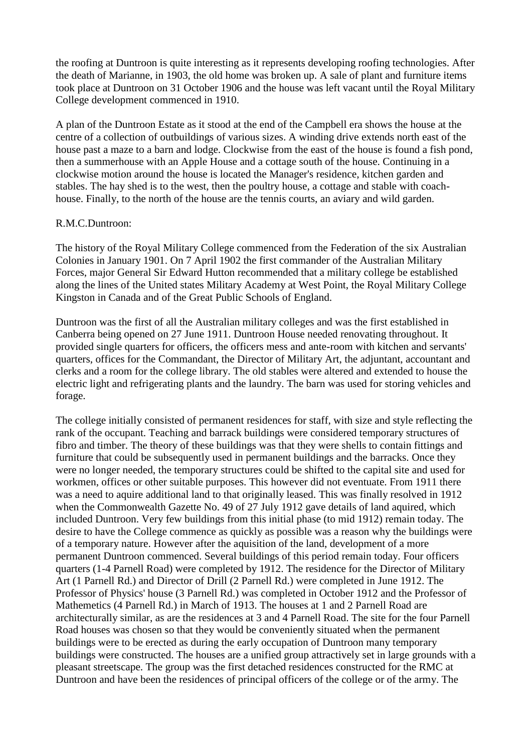the roofing at Duntroon is quite interesting as it represents developing roofing technologies. After the death of Marianne, in 1903, the old home was broken up. A sale of plant and furniture items took place at Duntroon on 31 October 1906 and the house was left vacant until the Royal Military College development commenced in 1910.

A plan of the Duntroon Estate as it stood at the end of the Campbell era shows the house at the centre of a collection of outbuildings of various sizes. A winding drive extends north east of the house past a maze to a barn and lodge. Clockwise from the east of the house is found a fish pond, then a summerhouse with an Apple House and a cottage south of the house. Continuing in a clockwise motion around the house is located the Manager's residence, kitchen garden and stables. The hay shed is to the west, then the poultry house, a cottage and stable with coach-house. Finally, to the north of the house are the tennis courts, an aviary and wild garden.

R.M.C.Duntroon:

The history of the Royal Military College commenced from the Federation of the six Australian Colonies in January 1901. On 7 April 1902 the first commander of the Australian Military Forces, major General Sir Edward Hutton recommended that a military college be established along the lines of the United states Military Academy at West Point, the Royal Military College Kingston in Canada and of the Great Public Schools of England.

Duntroon was the first of all the Australian military colleges and was the first established in Canberra being opened on 27 June 1911. Duntroon House needed renovating throughout. It provided single quarters for officers, the officers mess and ante-room with kitchen and servants' quarters, offices for the Commandant, the Director of Military Art, the adjuntant, accountant and clerks and a room for the college library. The old stables were altered and extended to house the electric light and refrigerating plants and the laundry. The barn was used for storing vehicles and forage.

The college initially consisted of permanent residences for staff, with size and style reflecting the rank of the occupant. Teaching and barrack buildings were considered temporary structures of fibro and timber. The theory of these buildings was that they were shells to contain fittings and furniture that could be subsequently used in permanent buildings and the barracks. Once they were no longer needed, the temporary structures could be shifted to the capital site and used for workmen, offices or other suitable purposes. This however did not eventuate. From 1911 there was a need to aquire additional land to that originally leased. This was finally resolved in 1912 when the Commonwealth Gazette No. 49 of 27 July 1912 gave details of land aquired, which included Duntroon. Very few buildings from this initial phase (to mid 1912) remain today. The desire to have the College commence as quickly as possible was a reason why the buildings were of a temporary nature. However after the aquisition of the land, development of a more permanent Duntroon commenced. Several buildings of this period remain today. Four officers quarters (1-4 Parnell Road) were completed by 1912. The residence for the Director of Military Art (1 Parnell Rd.) and Director of Drill (2 Parnell Rd.) were completed in June 1912. The Professor of Physics' house (3 Parnell Rd.) was completed in October 1912 and the Professor of Mathemetics (4 Parnell Rd.) in March of 1913. The houses at 1 and 2 Parnell Road are architecturally similar, as are the residences at 3 and 4 Parnell Road. The site for the four Parnell Road houses was chosen so that they would be conveniently situated when the permanent buildings were to be erected as during the early occupation of Duntroon many temporary buildings were constructed. The houses are a unified group attractively set in large grounds with a pleasant streetscape. The group was the first detached residences constructed for the RMC at Duntroon and have been the residences of principal officers of the college or of the army. The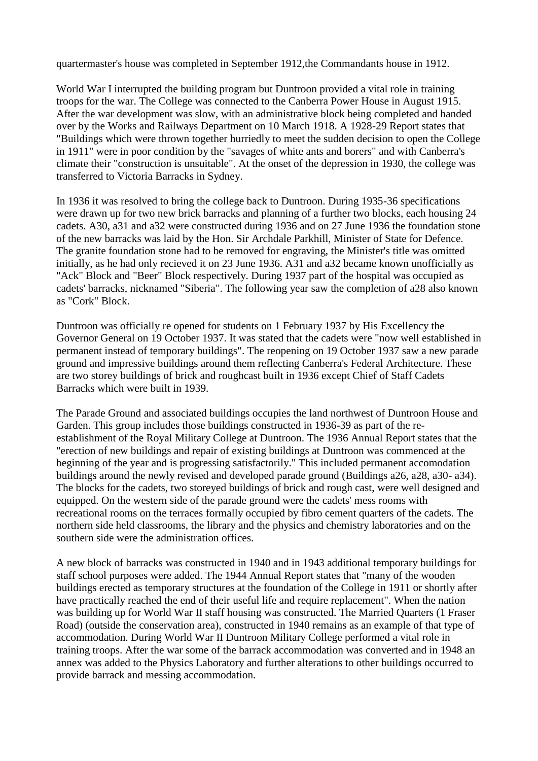quartermaster's house was completed in September 1912,the Commandants house in 1912.

World War I interrupted the building program but Duntroon provided a vital role in training troops for the war. The College was connected to the Canberra Power House in August 1915. After the war development was slow, with an administrative block being completed and handed over by the Works and Railways Department on 10 March 1918. A 1928-29 Report states that "Buildings which were thrown together hurriedly to meet the sudden decision to open the College in 1911" were in poor condition by the "savages of white ants and borers" and with Canberra's climate their "construction is unsuitable". At the onset of the depression in 1930, the college was transferred to Victoria Barracks in Sydney.

In 1936 it was resolved to bring the college back to Duntroon. During 1935-36 specifications were drawn up for two new brick barracks and planning of a further two blocks, each housing 24 cadets. A30, a31 and a32 were constructed during 1936 and on 27 June 1936 the foundation stone of the new barracks was laid by the Hon. Sir Archdale Parkhill, Minister of State for Defence. The granite foundation stone had to be removed for engraving, the Minister's title was omitted initially, as he had only recieved it on 23 June 1936. A31 and a32 became known unofficially as "Ack" Block and "Beer" Block respectively. During 1937 part of the hospital was occupied as cadets' barracks, nicknamed "Siberia". The following year saw the completion of a28 also known as "Cork" Block.

Duntroon was officially re opened for students on 1 February 1937 by His Excellency the Governor General on 19 October 1937. It was stated that the cadets were "now well established in permanent instead of temporary buildings". The reopening on 19 October 1937 saw a new parade ground and impressive buildings around them reflecting Canberra's Federal Architecture. These are two storey buildings of brick and roughcast built in 1936 except Chief of Staff Cadets Barracks which were built in 1939.

The Parade Ground and associated buildings occupies the land northwest of Duntroon House and Garden. This group includes those buildings constructed in 1936-39 as part of the re-establishment of the Royal Military College at Duntroon. The 1936 Annual Report states that the "erection of new buildings and repair of existing buildings at Duntroon was commenced at the beginning of the year and is progressing satisfactorily." This included permanent accomodation buildings around the newly revised and developed parade ground (Buildings a26, a28, a30- a34). The blocks for the cadets, two storeyed buildings of brick and rough cast, were well designed and equipped. On the western side of the parade ground were the cadets' mess rooms with recreational rooms on the terraces formally occupied by fibro cement quarters of the cadets. The northern side held classrooms, the library and the physics and chemistry laboratories and on the southern side were the administration offices.

A new block of barracks was constructed in 1940 and in 1943 additional temporary buildings for staff school purposes were added. The 1944 Annual Report states that "many of the wooden buildings erected as temporary structures at the foundation of the College in 1911 or shortly after have practically reached the end of their useful life and require replacement". When the nation was building up for World War II staff housing was constructed. The Married Quarters (1 Fraser Road) (outside the conservation area), constructed in 1940 remains as an example of that type of accommodation. During World War II Duntroon Military College performed a vital role in training troops. After the war some of the barrack accommodation was converted and in 1948 an annex was added to the Physics Laboratory and further alterations to other buildings occurred to provide barrack and messing accommodation.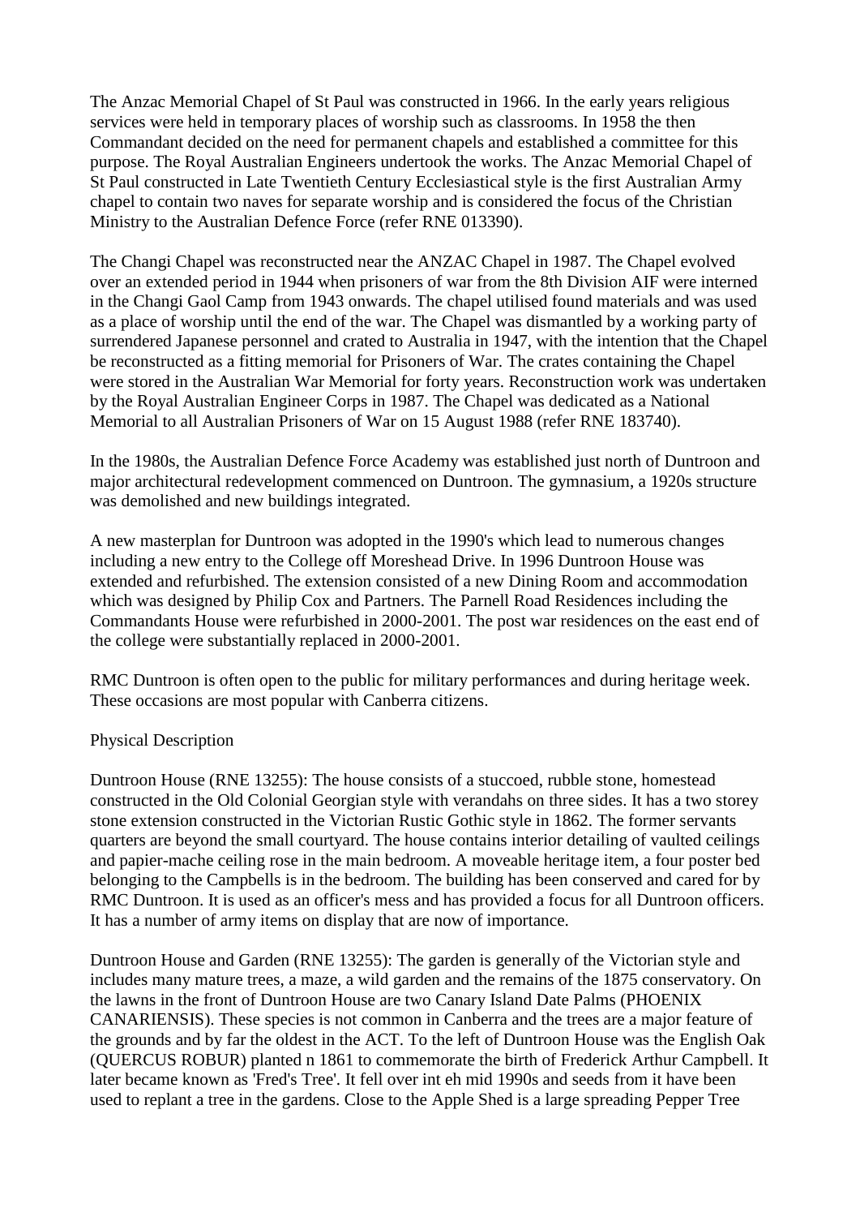The Anzac Memorial Chapel of St Paul was constructed in 1966. In the early years religious services were held in temporary places of worship such as classrooms. In 1958 the then Commandant decided on the need for permanent chapels and established a committee for this purpose. The Royal Australian Engineers undertook the works. The Anzac Memorial Chapel of St Paul constructed in Late Twentieth Century Ecclesiastical style is the first Australian Army chapel to contain two naves for separate worship and is considered the focus of the Christian Ministry to the Australian Defence Force (refer RNE 013390).

The Changi Chapel was reconstructed near the ANZAC Chapel in 1987. The Chapel evolved over an extended period in 1944 when prisoners of war from the 8th Division AIF were interned in the Changi Gaol Camp from 1943 onwards. The chapel utilised found materials and was used as a place of worship until the end of the war. The Chapel was dismantled by a working party of surrendered Japanese personnel and crated to Australia in 1947, with the intention that the Chapel be reconstructed as a fitting memorial for Prisoners of War. The crates containing the Chapel were stored in the Australian War Memorial for forty years. Reconstruction work was undertaken by the Royal Australian Engineer Corps in 1987. The Chapel was dedicated as a National Memorial to all Australian Prisoners of War on 15 August 1988 (refer RNE 183740).

In the 1980s, the Australian Defence Force Academy was established just north of Duntroon and major architectural redevelopment commenced on Duntroon. The gymnasium, a 1920s structure was demolished and new buildings integrated.

A new masterplan for Duntroon was adopted in the 1990's which lead to numerous changes including a new entry to the College off Moreshead Drive. In 1996 Duntroon House was extended and refurbished. The extension consisted of a new Dining Room and accommodation which was designed by Philip Cox and Partners. The Parnell Road Residences including the Commandants House were refurbished in 2000-2001. The post war residences on the east end of the college were substantially replaced in 2000-2001.

RMC Duntroon is often open to the public for military performances and during heritage week. These occasions are most popular with Canberra citizens.

Physical Description

Duntroon House (RNE 13255): The house consists of a stuccoed, rubble stone, homestead constructed in the Old Colonial Georgian style with verandahs on three sides. It has a two storey stone extension constructed in the Victorian Rustic Gothic style in 1862. The former servants quarters are beyond the small courtyard. The house contains interior detailing of vaulted ceilings and papier-mache ceiling rose in the main bedroom. A moveable heritage item, a four poster bed belonging to the Campbells is in the bedroom. The building has been conserved and cared for by RMC Duntroon. It is used as an officer's mess and has provided a focus for all Duntroon officers. It has a number of army items on display that are now of importance.

Duntroon House and Garden (RNE 13255): The garden is generally of the Victorian style and includes many mature trees, a maze, a wild garden and the remains of the 1875 conservatory. On the lawns in the front of Duntroon House are two Canary Island Date Palms (PHOENIX CANARIENSIS). These species is not common in Canberra and the trees are a major feature of the grounds and by far the oldest in the ACT. To the left of Duntroon House was the English Oak (QUERCUS ROBUR) planted n 1861 to commemorate the birth of Frederick Arthur Campbell. It later became known as 'Fred's Tree'. It fell over int eh mid 1990s and seeds from it have been used to replant a tree in the gardens. Close to the Apple Shed is a large spreading Pepper Tree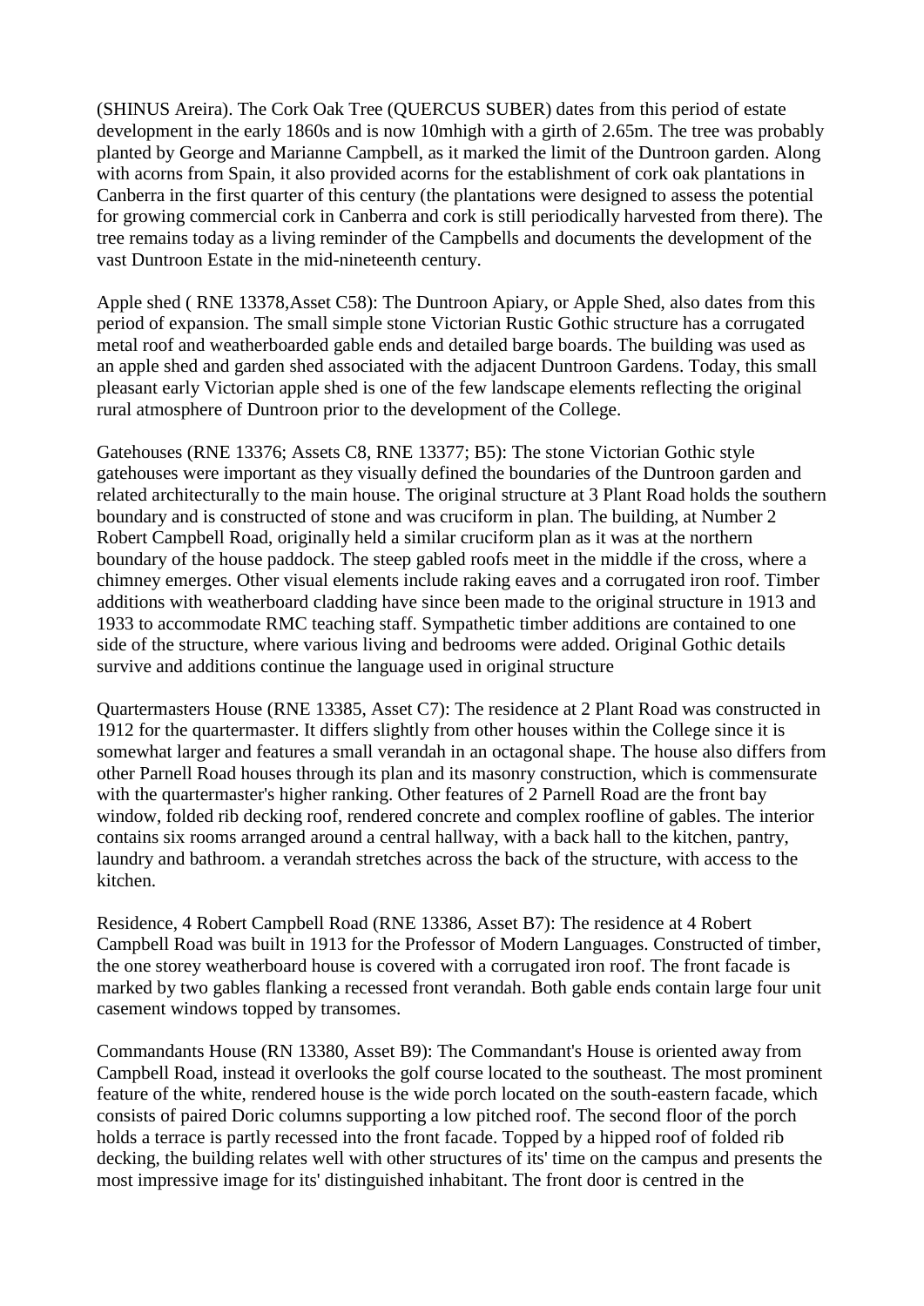(SHINUS Areira). The Cork Oak Tree (QUERCUS SUBER) dates from this period of estate development in the early 1860s and is now 10mhigh with a girth of 2.65m. The tree was probably planted by George and Marianne Campbell, as it marked the limit of the Duntroon garden. Along with acorns from Spain, it also provided acorns for the establishment of cork oak plantations in Canberra in the first quarter of this century (the plantations were designed to assess the potential for growing commercial cork in Canberra and cork is still periodically harvested from there). The tree remains today as a living reminder of the Campbells and documents the development of the vast Duntroon Estate in the mid-nineteenth century.

Apple shed ( RNE 13378,Asset C58): The Duntroon Apiary, or Apple Shed, also dates from this period of expansion. The small simple stone Victorian Rustic Gothic structure has a corrugated metal roof and weatherboarded gable ends and detailed barge boards. The building was used as an apple shed and garden shed associated with the adjacent Duntroon Gardens. Today, this small pleasant early Victorian apple shed is one of the few landscape elements reflecting the original rural atmosphere of Duntroon prior to the development of the College.

Gatehouses (RNE 13376; Assets C8, RNE 13377; B5): The stone Victorian Gothic style gatehouses were important as they visually defined the boundaries of the Duntroon garden and related architecturally to the main house. The original structure at 3 Plant Road holds the southern boundary and is constructed of stone and was cruciform in plan. The building, at Number 2 Robert Campbell Road, originally held a similar cruciform plan as it was at the northern boundary of the house paddock. The steep gabled roofs meet in the middle if the cross, where a chimney emerges. Other visual elements include raking eaves and a corrugated iron roof. Timber additions with weatherboard cladding have since been made to the original structure in 1913 and 1933 to accommodate RMC teaching staff. Sympathetic timber additions are contained to one side of the structure, where various living and bedrooms were added. Original Gothic details survive and additions continue the language used in original structure

Quartermasters House (RNE 13385, Asset C7): The residence at 2 Plant Road was constructed in 1912 for the quartermaster. It differs slightly from other houses within the College since it is somewhat larger and features a small verandah in an octagonal shape. The house also differs from other Parnell Road houses through its plan and its masonry construction, which is commensurate with the quartermaster's higher ranking. Other features of 2 Parnell Road are the front bay window, folded rib decking roof, rendered concrete and complex roofline of gables. The interior contains six rooms arranged around a central hallway, with a back hall to the kitchen, pantry, laundry and bathroom. a verandah stretches across the back of the structure, with access to the kitchen.

Residence, 4 Robert Campbell Road (RNE 13386, Asset B7): The residence at 4 Robert Campbell Road was built in 1913 for the Professor of Modern Languages. Constructed of timber, the one storey weatherboard house is covered with a corrugated iron roof. The front facade is marked by two gables flanking a recessed front verandah. Both gable ends contain large four unit casement windows topped by transomes.

Commandants House (RN 13380, Asset B9): The Commandant's House is oriented away from Campbell Road, instead it overlooks the golf course located to the southeast. The most prominent feature of the white, rendered house is the wide porch located on the south-eastern facade, which consists of paired Doric columns supporting a low pitched roof. The second floor of the porch holds a terrace is partly recessed into the front facade. Topped by a hipped roof of folded rib decking, the building relates well with other structures of its' time on the campus and presents the most impressive image for its' distinguished inhabitant. The front door is centred in the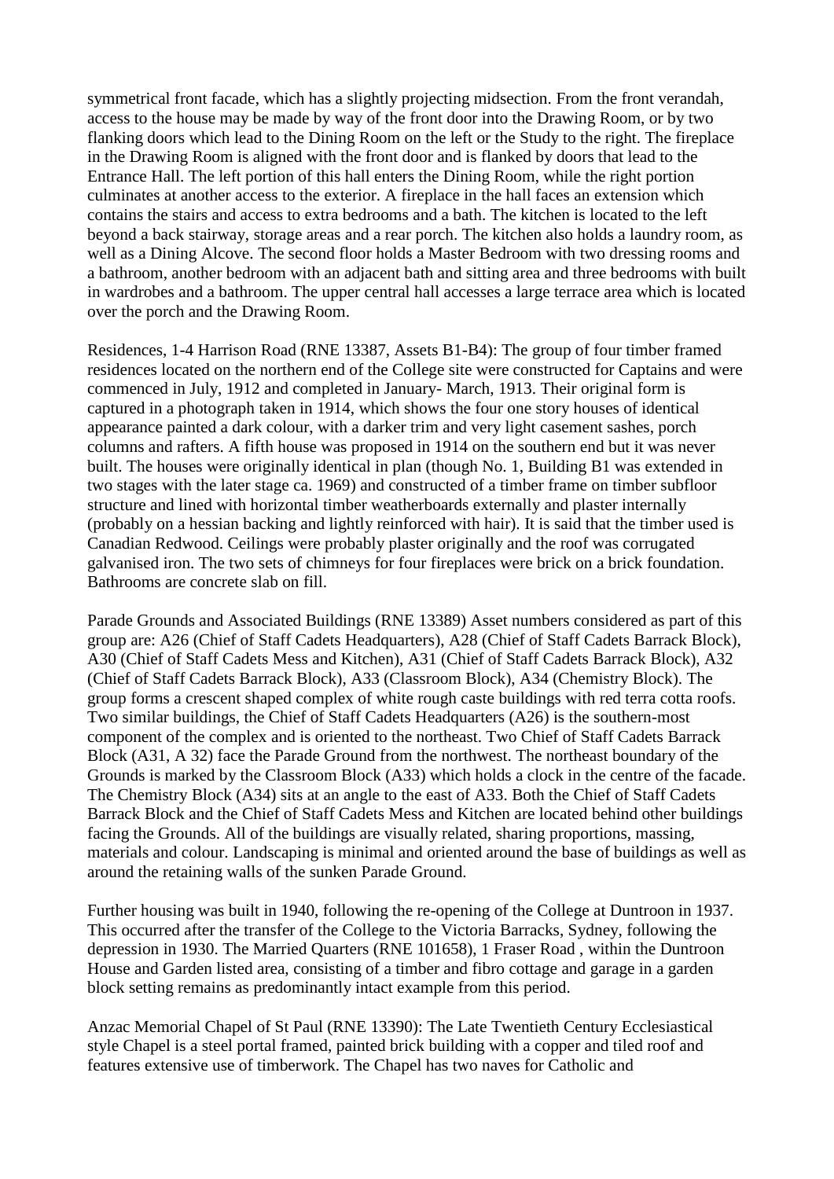symmetrical front facade, which has a slightly projecting midsection. From the front verandah, access to the house may be made by way of the front door into the Drawing Room, or by two flanking doors which lead to the Dining Room on the left or the Study to the right. The fireplace in the Drawing Room is aligned with the front door and is flanked by doors that lead to the Entrance Hall. The left portion of this hall enters the Dining Room, while the right portion culminates at another access to the exterior. A fireplace in the hall faces an extension which contains the stairs and access to extra bedrooms and a bath. The kitchen is located to the left beyond a back stairway, storage areas and a rear porch. The kitchen also holds a laundry room, as well as a Dining Alcove. The second floor holds a Master Bedroom with two dressing rooms and a bathroom, another bedroom with an adjacent bath and sitting area and three bedrooms with built in wardrobes and a bathroom. The upper central hall accesses a large terrace area which is located over the porch and the Drawing Room.

Residences, 1-4 Harrison Road (RNE 13387, Assets B1-B4): The group of four timber framed residences located on the northern end of the College site were constructed for Captains and were commenced in July, 1912 and completed in January- March, 1913. Their original form is captured in a photograph taken in 1914, which shows the four one story houses of identical appearance painted a dark colour, with a darker trim and very light casement sashes, porch columns and rafters. A fifth house was proposed in 1914 on the southern end but it was never built. The houses were originally identical in plan (though No. 1, Building B1 was extended in two stages with the later stage ca. 1969) and constructed of a timber frame on timber subfloor structure and lined with horizontal timber weatherboards externally and plaster internally (probably on a hessian backing and lightly reinforced with hair). It is said that the timber used is Canadian Redwood. Ceilings were probably plaster originally and the roof was corrugated galvanised iron. The two sets of chimneys for four fireplaces were brick on a brick foundation. Bathrooms are concrete slab on fill.

Parade Grounds and Associated Buildings (RNE 13389) Asset numbers considered as part of this group are: A26 (Chief of Staff Cadets Headquarters), A28 (Chief of Staff Cadets Barrack Block), A30 (Chief of Staff Cadets Mess and Kitchen), A31 (Chief of Staff Cadets Barrack Block), A32 (Chief of Staff Cadets Barrack Block), A33 (Classroom Block), A34 (Chemistry Block). The group forms a crescent shaped complex of white rough caste buildings with red terra cotta roofs. Two similar buildings, the Chief of Staff Cadets Headquarters (A26) is the southern-most component of the complex and is oriented to the northeast. Two Chief of Staff Cadets Barrack Block (A31, A 32) face the Parade Ground from the northwest. The northeast boundary of the Grounds is marked by the Classroom Block (A33) which holds a clock in the centre of the facade. The Chemistry Block (A34) sits at an angle to the east of A33. Both the Chief of Staff Cadets Barrack Block and the Chief of Staff Cadets Mess and Kitchen are located behind other buildings facing the Grounds. All of the buildings are visually related, sharing proportions, massing, materials and colour. Landscaping is minimal and oriented around the base of buildings as well as around the retaining walls of the sunken Parade Ground.

Further housing was built in 1940, following the re-opening of the College at Duntroon in 1937. This occurred after the transfer of the College to the Victoria Barracks, Sydney, following the depression in 1930. The Married Quarters (RNE 101658), 1 Fraser Road , within the Duntroon House and Garden listed area, consisting of a timber and fibro cottage and garage in a garden block setting remains as predominantly intact example from this period.

Anzac Memorial Chapel of St Paul (RNE 13390): The Late Twentieth Century Ecclesiastical style Chapel is a steel portal framed, painted brick building with a copper and tiled roof and features extensive use of timberwork. The Chapel has two naves for Catholic and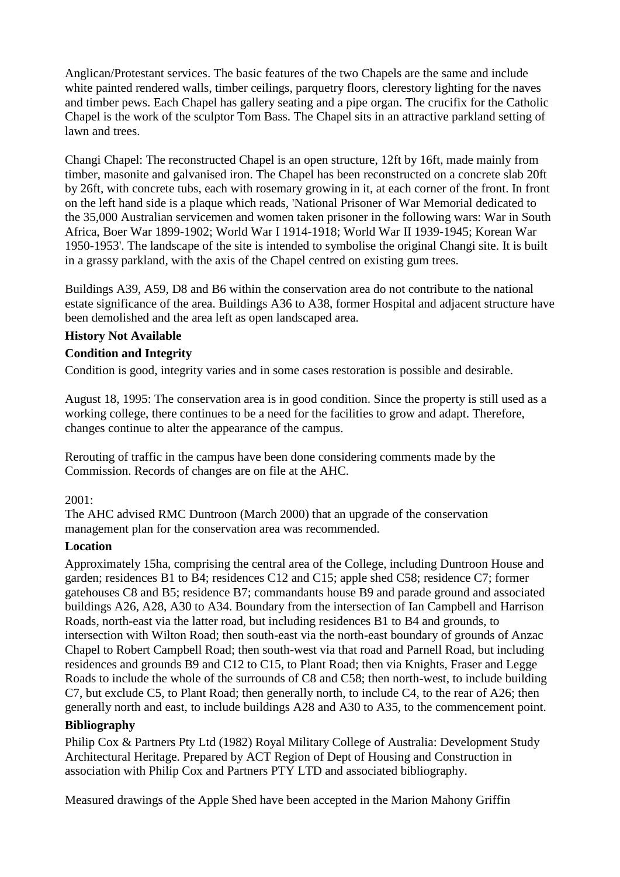Anglican/Protestant services. The basic features of the two Chapels are the same and include white painted rendered walls, timber ceilings, parquetry floors, clerestory lighting for the naves and timber pews. Each Chapel has gallery seating and a pipe organ. The crucifix for the Catholic Chapel is the work of the sculptor Tom Bass. The Chapel sits in an attractive parkland setting of lawn and trees.

Changi Chapel: The reconstructed Chapel is an open structure, 12ft by 16ft, made mainly from timber, masonite and galvanised iron. The Chapel has been reconstructed on a concrete slab 20ft by 26ft, with concrete tubs, each with rosemary growing in it, at each corner of the front. In front on the left hand side is a plaque which reads, 'National Prisoner of War Memorial dedicated to the 35,000 Australian servicemen and women taken prisoner in the following wars: War in South Africa, Boer War 1899-1902; World War I 1914-1918; World War II 1939-1945; Korean War 1950-1953'. The landscape of the site is intended to symbolise the original Changi site. It is built in a grassy parkland, with the axis of the Chapel centred on existing gum trees.

Buildings A39, A59, D8 and B6 within the conservation area do not contribute to the national estate significance of the area. Buildings A36 to A38, former Hospital and adjacent structure have been demolished and the area left as open landscaped area.

**History Not Available**

**Condition and Integrity**

Condition is good, integrity varies and in some cases restoration is possible and desirable.

August 18, 1995: The conservation area is in good condition. Since the property is still used as a working college, there continues to be a need for the facilities to grow and adapt. Therefore, changes continue to alter the appearance of the campus.

Rerouting of traffic in the campus have been done considering comments made by the Commission. Records of changes are on file at the AHC.

2001:
The AHC advised RMC Duntroon (March 2000) that an upgrade of the conservation management plan for the conservation area was recommended.

**Location**

Approximately 15ha, comprising the central area of the College, including Duntroon House and garden; residences B1 to B4; residences C12 and C15; apple shed C58; residence C7; former gatehouses C8 and B5; residence B7; commandants house B9 and parade ground and associated buildings A26, A28, A30 to A34. Boundary from the intersection of Ian Campbell and Harrison Roads, north-east via the latter road, but including residences B1 to B4 and grounds, to intersection with Wilton Road; then south-east via the north-east boundary of grounds of Anzac Chapel to Robert Campbell Road; then south-west via that road and Parnell Road, but including residences and grounds B9 and C12 to C15, to Plant Road; then via Knights, Fraser and Legge Roads to include the whole of the surrounds of C8 and C58; then north-west, to include building C7, but exclude C5, to Plant Road; then generally north, to include C4, to the rear of A26; then generally north and east, to include buildings A28 and A30 to A35, to the commencement point.

**Bibliography**

Philip Cox & Partners Pty Ltd (1982) Royal Military College of Australia: Development Study Architectural Heritage. Prepared by ACT Region of Dept of Housing and Construction in association with Philip Cox and Partners PTY LTD and associated bibliography.

Measured drawings of the Apple Shed have been accepted in the Marion Mahony Griffin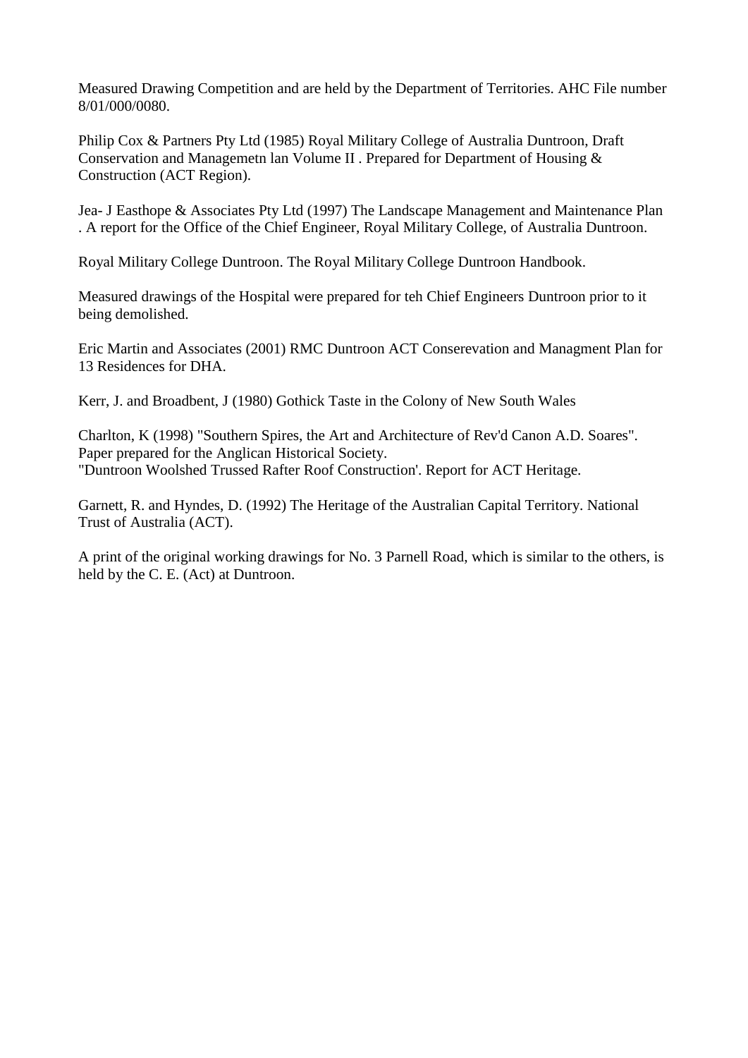Measured Drawing Competition and are held by the Department of Territories. AHC File number 8/01/000/0080.

Philip Cox & Partners Pty Ltd (1985) Royal Military College of Australia Duntroon, Draft Conservation and Managemetn lan Volume II . Prepared for Department of Housing & Construction (ACT Region).

Jea- J Easthope & Associates Pty Ltd (1997) The Landscape Management and Maintenance Plan . A report for the Office of the Chief Engineer, Royal Military College, of Australia Duntroon.

Royal Military College Duntroon. The Royal Military College Duntroon Handbook.

Measured drawings of the Hospital were prepared for teh Chief Engineers Duntroon prior to it being demolished.

Eric Martin and Associates (2001) RMC Duntroon ACT Conserevation and Managment Plan for 13 Residences for DHA.

Kerr, J. and Broadbent, J (1980) Gothick Taste in the Colony of New South Wales

Charlton, K (1998) "Southern Spires, the Art and Architecture of Rev'd Canon A.D. Soares". Paper prepared for the Anglican Historical Society.
"Duntroon Woolshed Trussed Rafter Roof Construction'. Report for ACT Heritage.

Garnett, R. and Hyndes, D. (1992) The Heritage of the Australian Capital Territory. National Trust of Australia (ACT).

A print of the original working drawings for No. 3 Parnell Road, which is similar to the others, is held by the C. E. (Act) at Duntroon.